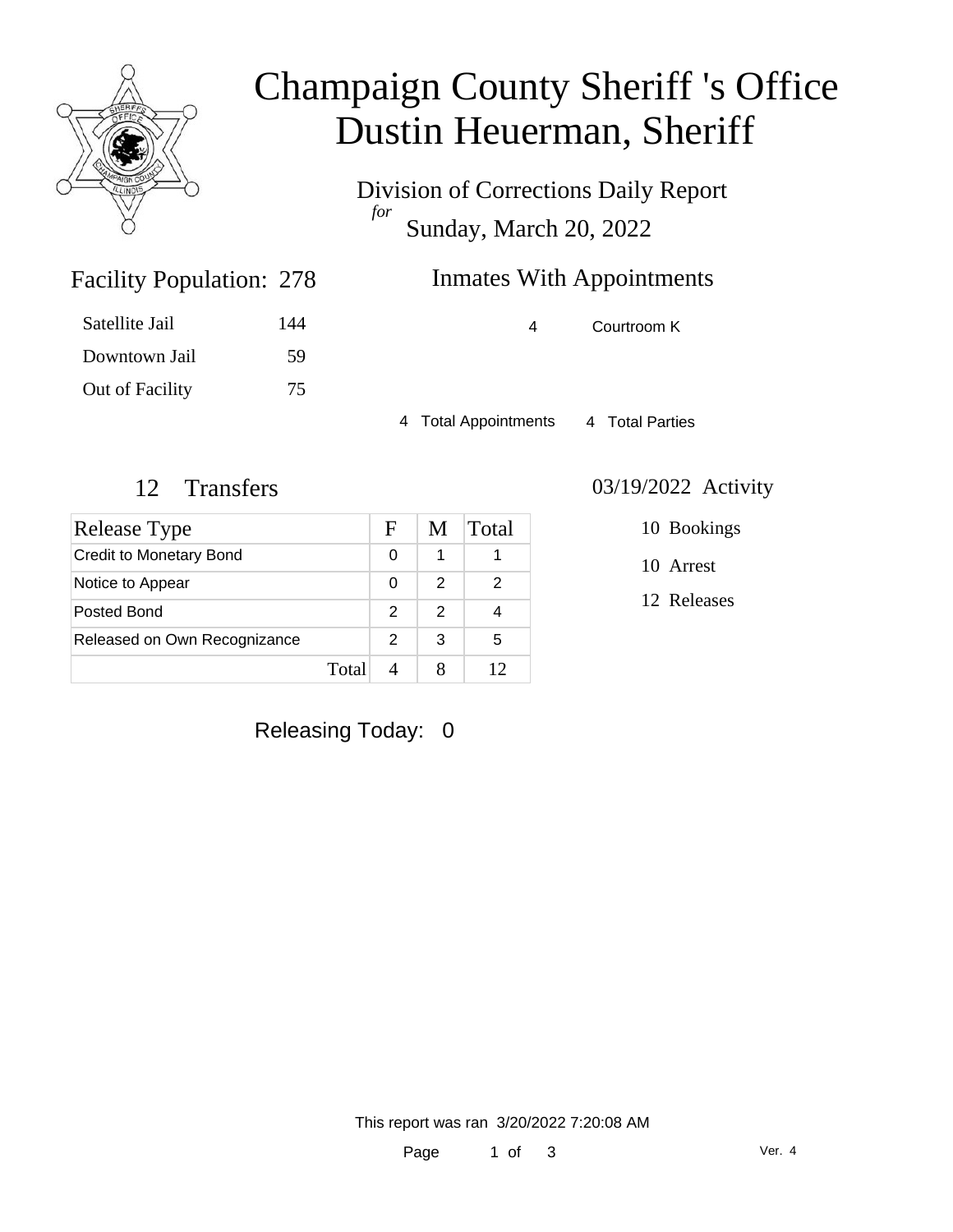# Champaign County Sheriff 's Office
# Dustin Heuerman, Sheriff

Division of Corrections Daily Report
*for*
Sunday, March 20, 2022

## Facility Population: 278

| | |
|---|---|
| Satellite Jail | 144 |
| Downtown Jail | 59 |
| Out of Facility | 75 |

## Inmates With Appointments

| | |
|---|---|
| 4 | Courtroom K |

4 Total Appointments    4 Total Parties

## 12 Transfers

| Release Type | F | M | Total |
|---|---|---|---|
| Credit to Monetary Bond | 0 | 1 | 1 |
| Notice to Appear | 0 | 2 | 2 |
| Posted Bond | 2 | 2 | 4 |
| Released on Own Recognizance | 2 | 3 | 5 |
| Total | 4 | 8 | 12 |

## 03/19/2022 Activity

10 Bookings

10 Arrest

12 Releases

Releasing Today: 0

This report was ran 3/20/2022 7:20:08 AM

Ver. 4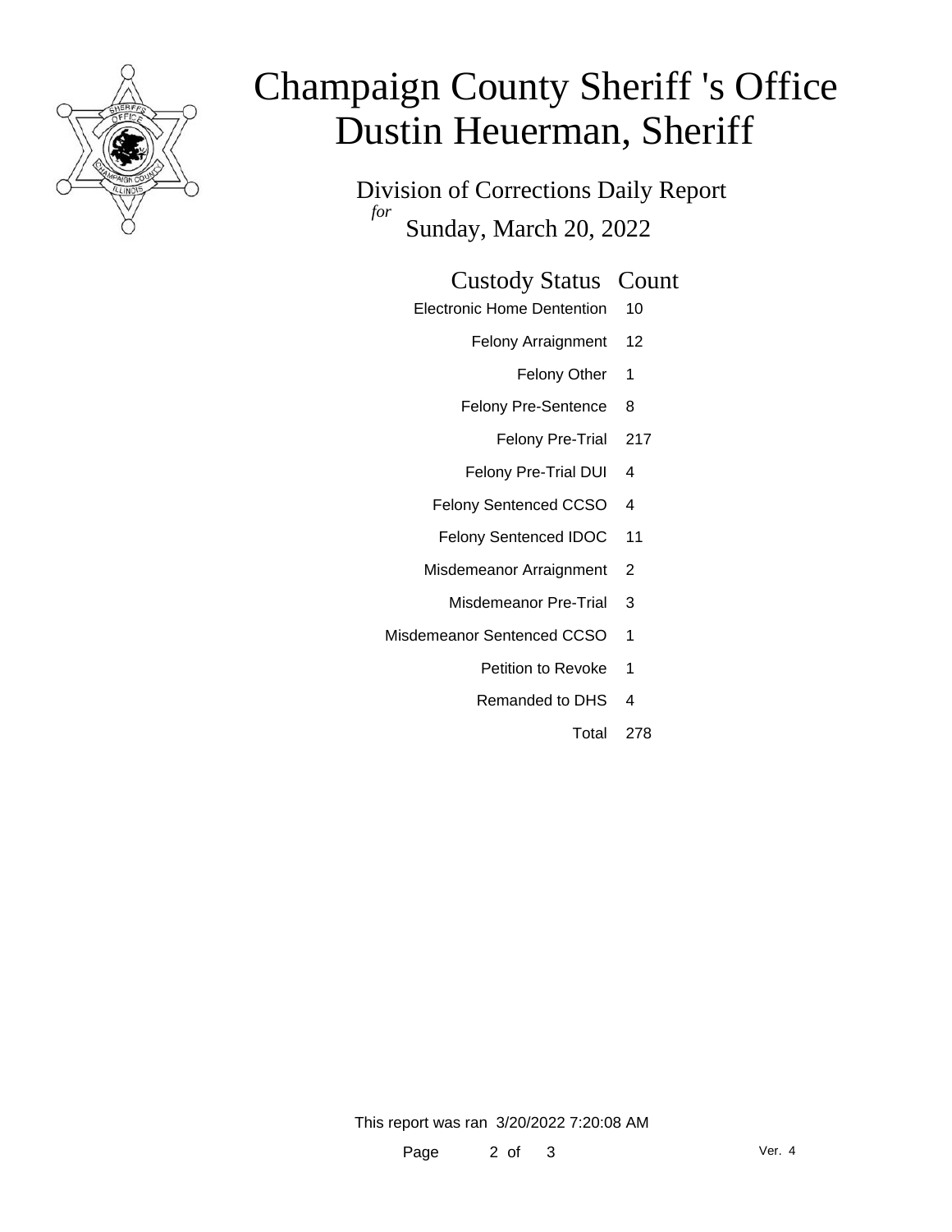# Champaign County Sheriff 's Office
# Dustin Heuerman, Sheriff

## Division of Corrections Daily Report

*for*

Sunday, March 20, 2022

| Custody Status | Count |
|---|---|
| Electronic Home Dentention | 10 |
| Felony Arraignment | 12 |
| Felony Other | 1 |
| Felony Pre-Sentence | 8 |
| Felony Pre-Trial | 217 |
| Felony Pre-Trial DUI | 4 |
| Felony Sentenced CCSO | 4 |
| Felony Sentenced IDOC | 11 |
| Misdemeanor Arraignment | 2 |
| Misdemeanor Pre-Trial | 3 |
| Misdemeanor Sentenced CCSO | 1 |
| Petition to Revoke | 1 |
| Remanded to DHS | 4 |
| Total | 278 |

This report was ran 3/20/2022 7:20:08 AM

Ver. 4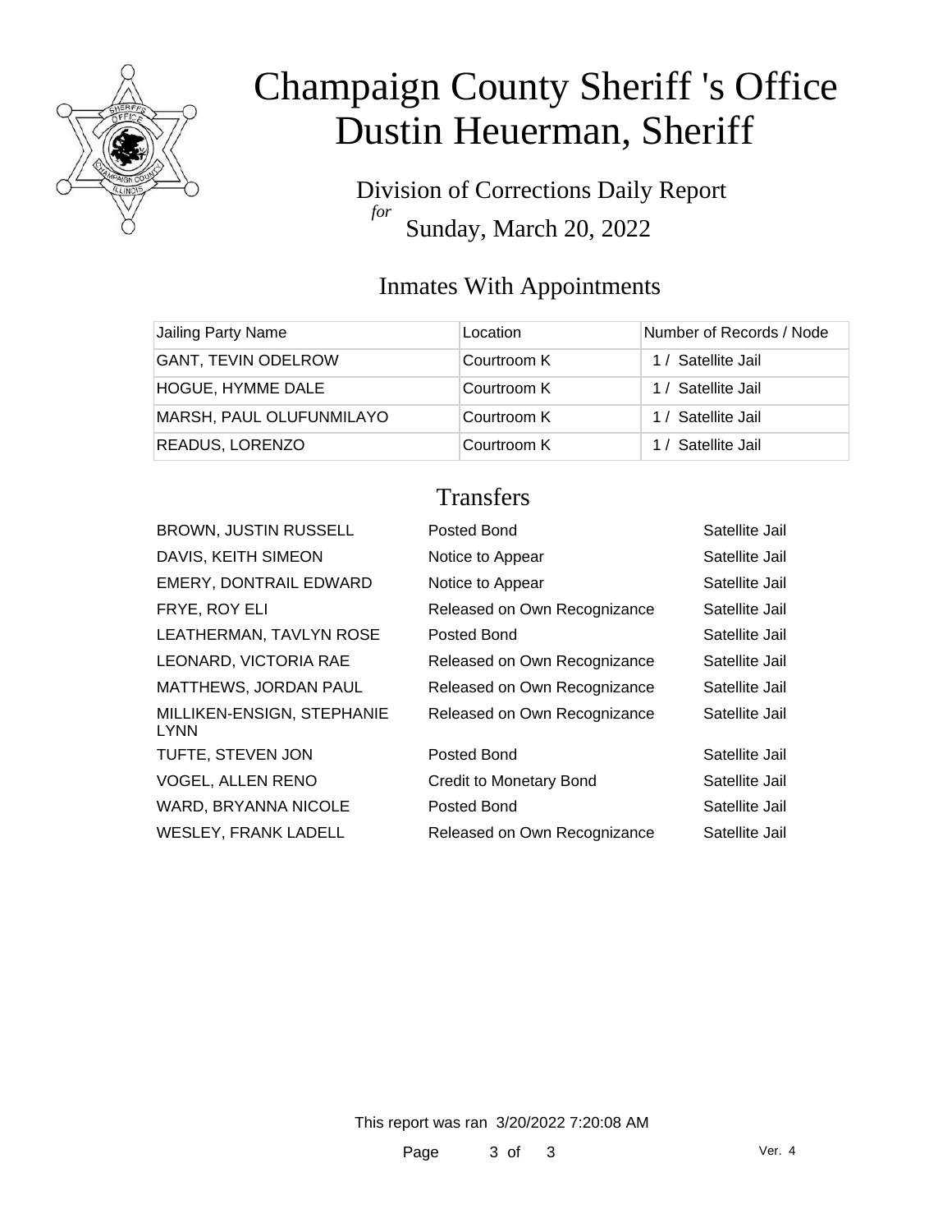# Champaign County Sheriff 's Office
# Dustin Heuerman, Sheriff

Division of Corrections Daily Report

*for*

Sunday, March 20, 2022

## Inmates With Appointments

| Jailing Party Name | Location | Number of Records / Node |
|---|---|---|
| GANT, TEVIN ODELROW | Courtroom K | 1 / Satellite Jail |
| HOGUE, HYMME DALE | Courtroom K | 1 / Satellite Jail |
| MARSH, PAUL OLUFUNMILAYO | Courtroom K | 1 / Satellite Jail |
| READUS, LORENZO | Courtroom K | 1 / Satellite Jail |

## Transfers

| | | |
|---|---|---|
| BROWN, JUSTIN RUSSELL | Posted Bond | Satellite Jail |
| DAVIS, KEITH SIMEON | Notice to Appear | Satellite Jail |
| EMERY, DONTRAIL EDWARD | Notice to Appear | Satellite Jail |
| FRYE, ROY ELI | Released on Own Recognizance | Satellite Jail |
| LEATHERMAN, TAVLYN ROSE | Posted Bond | Satellite Jail |
| LEONARD, VICTORIA RAE | Released on Own Recognizance | Satellite Jail |
| MATTHEWS, JORDAN PAUL | Released on Own Recognizance | Satellite Jail |
| MILLIKEN-ENSIGN, STEPHANIE LYNN | Released on Own Recognizance | Satellite Jail |
| TUFTE, STEVEN JON | Posted Bond | Satellite Jail |
| VOGEL, ALLEN RENO | Credit to Monetary Bond | Satellite Jail |
| WARD, BRYANNA NICOLE | Posted Bond | Satellite Jail |
| WESLEY, FRANK LADELL | Released on Own Recognizance | Satellite Jail |

This report was ran 3/20/2022 7:20:08 AM

Ver. 4